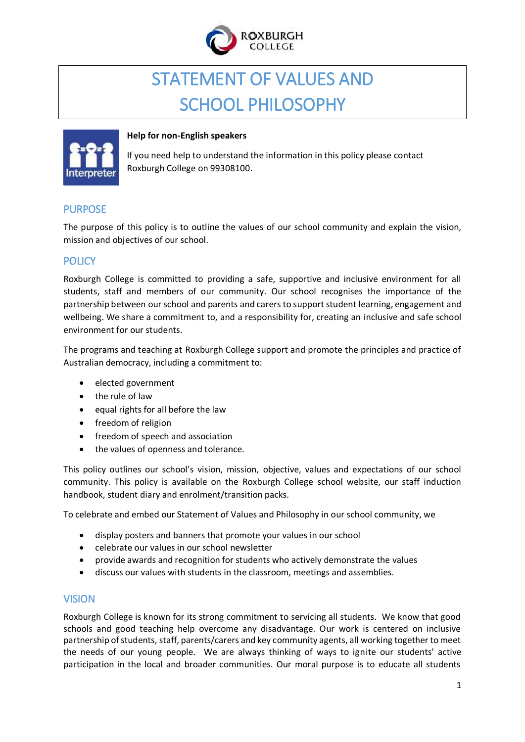# STATEMENT OF VALUES AND SCHOOL PHILOSOPHY

**Help for non-English speakers**

If you need help to understand the information in this policy please contact Roxburgh College on 99308100.

## PURPOSE

The purpose of this policy is to outline the values of our school community and explain the vision, mission and objectives of our school.

## POLICY

Roxburgh College is committed to providing a safe, supportive and inclusive environment for all students, staff and members of our community. Our school recognises the importance of the partnership between our school and parents and carers to support student learning, engagement and wellbeing. We share a commitment to, and a responsibility for, creating an inclusive and safe school environment for our students.

The programs and teaching at Roxburgh College support and promote the principles and practice of Australian democracy, including a commitment to:

- elected government
- the rule of law
- equal rights for all before the law
- freedom of religion
- freedom of speech and association
- the values of openness and tolerance.

This policy outlines our school's vision, mission, objective, values and expectations of our school community. This policy is available on the Roxburgh College school website, our staff induction handbook, student diary and enrolment/transition packs.

To celebrate and embed our Statement of Values and Philosophy in our school community, we

- display posters and banners that promote your values in our school
- celebrate our values in our school newsletter
- provide awards and recognition for students who actively demonstrate the values
- discuss our values with students in the classroom, meetings and assemblies.

## VISION

Roxburgh College is known for its strong commitment to servicing all students. We know that good schools and good teaching help overcome any disadvantage. Our work is centered on inclusive partnership of students, staff, parents/carers and key community agents, all working together to meet the needs of our young people. We are always thinking of ways to ignite our students' active participation in the local and broader communities. Our moral purpose is to educate all students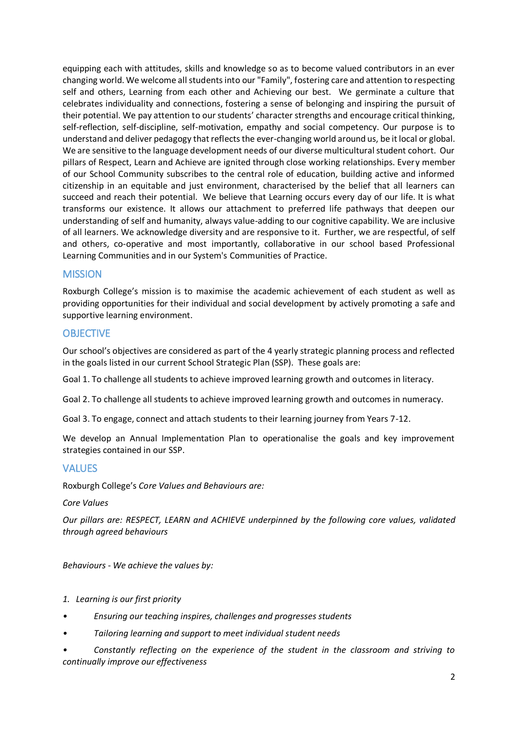equipping each with attitudes, skills and knowledge so as to become valued contributors in an ever changing world. We welcome all students into our "Family", fostering care and attention to respecting self and others, Learning from each other and Achieving our best. We germinate a culture that celebrates individuality and connections, fostering a sense of belonging and inspiring the pursuit of their potential. We pay attention to our students' character strengths and encourage critical thinking, self-reflection, self-discipline, self-motivation, empathy and social competency. Our purpose is to understand and deliver pedagogy that reflects the ever-changing world around us, be it local or global. We are sensitive to the language development needs of our diverse multicultural student cohort. Our pillars of Respect, Learn and Achieve are ignited through close working relationships. Every member of our School Community subscribes to the central role of education, building active and informed citizenship in an equitable and just environment, characterised by the belief that all learners can succeed and reach their potential. We believe that Learning occurs every day of our life. It is what transforms our existence. It allows our attachment to preferred life pathways that deepen our understanding of self and humanity, always value-adding to our cognitive capability. We are inclusive of all learners. We acknowledge diversity and are responsive to it. Further, we are respectful, of self and others, co-operative and most importantly, collaborative in our school based Professional Learning Communities and in our System's Communities of Practice.

## MISSION

Roxburgh College's mission is to maximise the academic achievement of each student as well as providing opportunities for their individual and social development by actively promoting a safe and supportive learning environment.

## OBJECTIVE

Our school's objectives are considered as part of the 4 yearly strategic planning process and reflected in the goals listed in our current School Strategic Plan (SSP). These goals are:

Goal 1. To challenge all students to achieve improved learning growth and outcomes in literacy.

Goal 2. To challenge all students to achieve improved learning growth and outcomes in numeracy.

Goal 3. To engage, connect and attach students to their learning journey from Years 7-12.

We develop an Annual Implementation Plan to operationalise the goals and key improvement strategies contained in our SSP.

## VALUES

Roxburgh College's *Core Values and Behaviours are:*

*Core Values*

*Our pillars are: RESPECT, LEARN and ACHIEVE underpinned by the following core values, validated through agreed behaviours*

*Behaviours - We achieve the values by:*

1. *Learning is our first priority*

- *Ensuring our teaching inspires, challenges and progresses students*
- *Tailoring learning and support to meet individual student needs*
- *Constantly reflecting on the experience of the student in the classroom and striving to continually improve our effectiveness*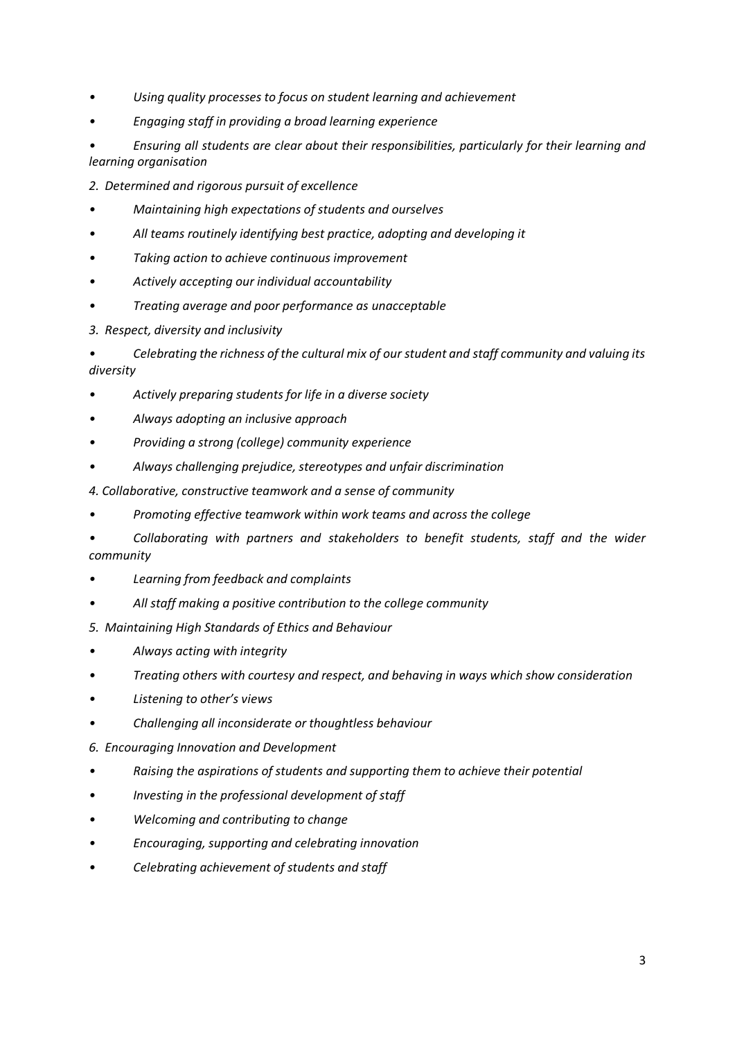- *Using quality processes to focus on student learning and achievement*
- *Engaging staff in providing a broad learning experience*
- *Ensuring all students are clear about their responsibilities, particularly for their learning and learning organisation*

*2. Determined and rigorous pursuit of excellence*

- *Maintaining high expectations of students and ourselves*
- *All teams routinely identifying best practice, adopting and developing it*
- *Taking action to achieve continuous improvement*
- *Actively accepting our individual accountability*
- *Treating average and poor performance as unacceptable*

*3. Respect, diversity and inclusivity*

- *Celebrating the richness of the cultural mix of our student and staff community and valuing its diversity*
- *Actively preparing students for life in a diverse society*
- *Always adopting an inclusive approach*
- *Providing a strong (college) community experience*
- *Always challenging prejudice, stereotypes and unfair discrimination*

*4. Collaborative, constructive teamwork and a sense of community*

- *Promoting effective teamwork within work teams and across the college*
- *Collaborating with partners and stakeholders to benefit students, staff and the wider community*
- *Learning from feedback and complaints*
- *All staff making a positive contribution to the college community*

*5. Maintaining High Standards of Ethics and Behaviour*

- *Always acting with integrity*
- *Treating others with courtesy and respect, and behaving in ways which show consideration*
- *Listening to other's views*
- *Challenging all inconsiderate or thoughtless behaviour*

*6. Encouraging Innovation and Development*

- *Raising the aspirations of students and supporting them to achieve their potential*
- *Investing in the professional development of staff*
- *Welcoming and contributing to change*
- *Encouraging, supporting and celebrating innovation*
- *Celebrating achievement of students and staff*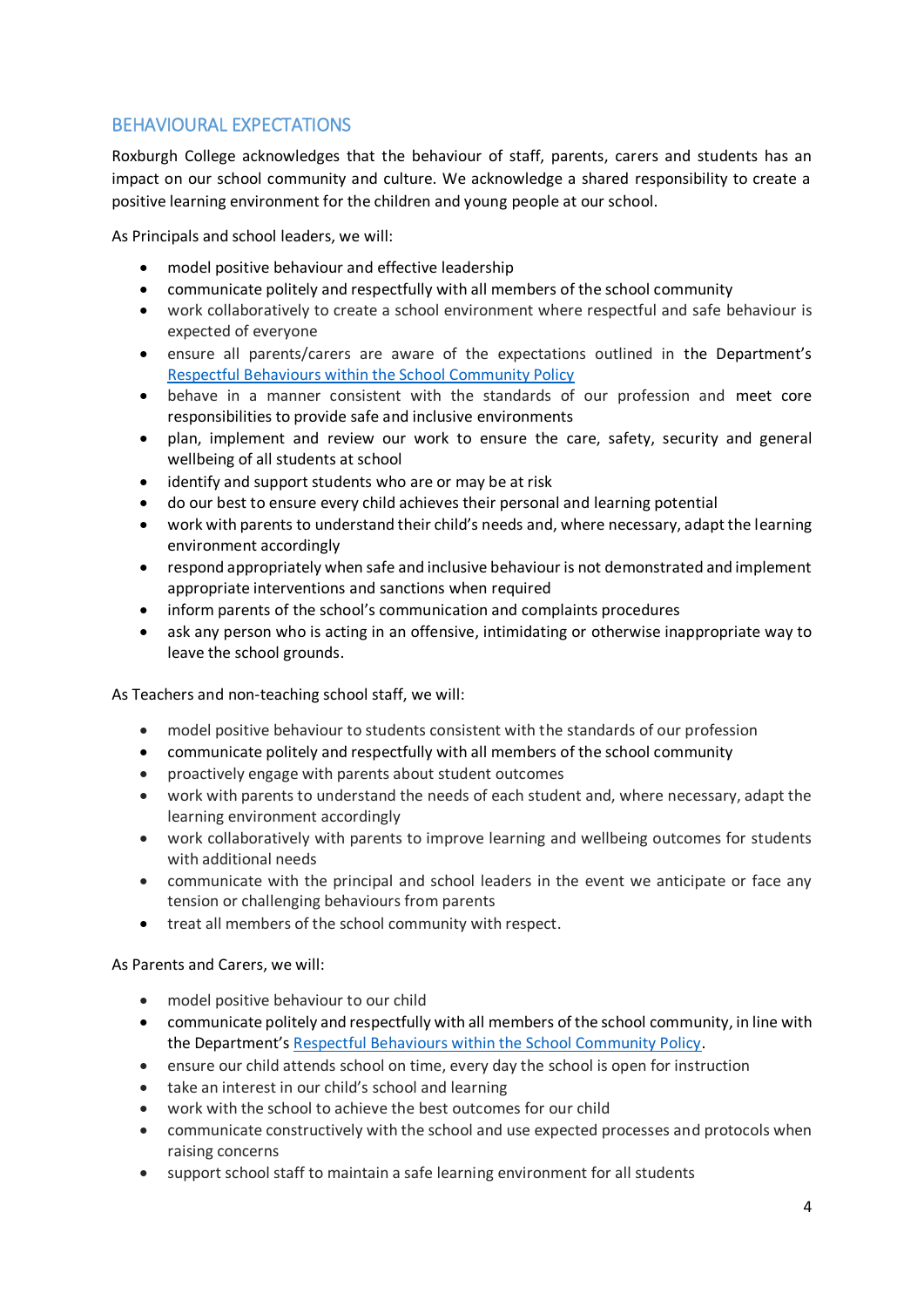## BEHAVIOURAL EXPECTATIONS

Roxburgh College acknowledges that the behaviour of staff, parents, carers and students has an impact on our school community and culture. We acknowledge a shared responsibility to create a positive learning environment for the children and young people at our school.

As Principals and school leaders, we will:

- model positive behaviour and effective leadership
- communicate politely and respectfully with all members of the school community
- work collaboratively to create a school environment where respectful and safe behaviour is expected of everyone
- ensure all parents/carers are aware of the expectations outlined in the Department's [Respectful Behaviours within the School Community Policy](#)
- behave in a manner consistent with the standards of our profession and meet core responsibilities to provide safe and inclusive environments
- plan, implement and review our work to ensure the care, safety, security and general wellbeing of all students at school
- identify and support students who are or may be at risk
- do our best to ensure every child achieves their personal and learning potential
- work with parents to understand their child's needs and, where necessary, adapt the learning environment accordingly
- respond appropriately when safe and inclusive behaviour is not demonstrated and implement appropriate interventions and sanctions when required
- inform parents of the school's communication and complaints procedures
- ask any person who is acting in an offensive, intimidating or otherwise inappropriate way to leave the school grounds.

As Teachers and non-teaching school staff, we will:

- model positive behaviour to students consistent with the standards of our profession
- communicate politely and respectfully with all members of the school community
- proactively engage with parents about student outcomes
- work with parents to understand the needs of each student and, where necessary, adapt the learning environment accordingly
- work collaboratively with parents to improve learning and wellbeing outcomes for students with additional needs
- communicate with the principal and school leaders in the event we anticipate or face any tension or challenging behaviours from parents
- treat all members of the school community with respect.

As Parents and Carers, we will:

- model positive behaviour to our child
- communicate politely and respectfully with all members of the school community, in line with the Department's [Respectful Behaviours within the School Community Policy](#).
- ensure our child attends school on time, every day the school is open for instruction
- take an interest in our child's school and learning
- work with the school to achieve the best outcomes for our child
- communicate constructively with the school and use expected processes and protocols when raising concerns
- support school staff to maintain a safe learning environment for all students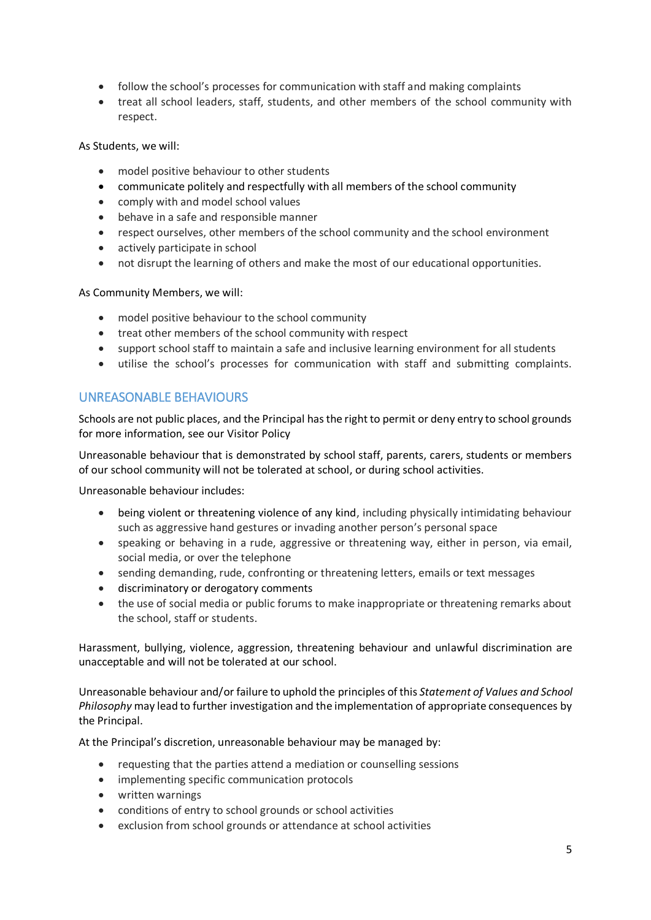- follow the school's processes for communication with staff and making complaints
- treat all school leaders, staff, students, and other members of the school community with respect.

As Students, we will:

- model positive behaviour to other students
- communicate politely and respectfully with all members of the school community
- comply with and model school values
- behave in a safe and responsible manner
- respect ourselves, other members of the school community and the school environment
- actively participate in school
- not disrupt the learning of others and make the most of our educational opportunities.

As Community Members, we will:

- model positive behaviour to the school community
- treat other members of the school community with respect
- support school staff to maintain a safe and inclusive learning environment for all students
- utilise the school's processes for communication with staff and submitting complaints.

## UNREASONABLE BEHAVIOURS

Schools are not public places, and the Principal has the right to permit or deny entry to school grounds for more information, see our Visitor Policy

Unreasonable behaviour that is demonstrated by school staff, parents, carers, students or members of our school community will not be tolerated at school, or during school activities.

Unreasonable behaviour includes:

- being violent or threatening violence of any kind, including physically intimidating behaviour such as aggressive hand gestures or invading another person's personal space
- speaking or behaving in a rude, aggressive or threatening way, either in person, via email, social media, or over the telephone
- sending demanding, rude, confronting or threatening letters, emails or text messages
- discriminatory or derogatory comments
- the use of social media or public forums to make inappropriate or threatening remarks about the school, staff or students.

Harassment, bullying, violence, aggression, threatening behaviour and unlawful discrimination are unacceptable and will not be tolerated at our school.

Unreasonable behaviour and/or failure to uphold the principles of this *Statement of Values and School Philosophy* may lead to further investigation and the implementation of appropriate consequences by the Principal.

At the Principal's discretion, unreasonable behaviour may be managed by:

- requesting that the parties attend a mediation or counselling sessions
- implementing specific communication protocols
- written warnings
- conditions of entry to school grounds or school activities
- exclusion from school grounds or attendance at school activities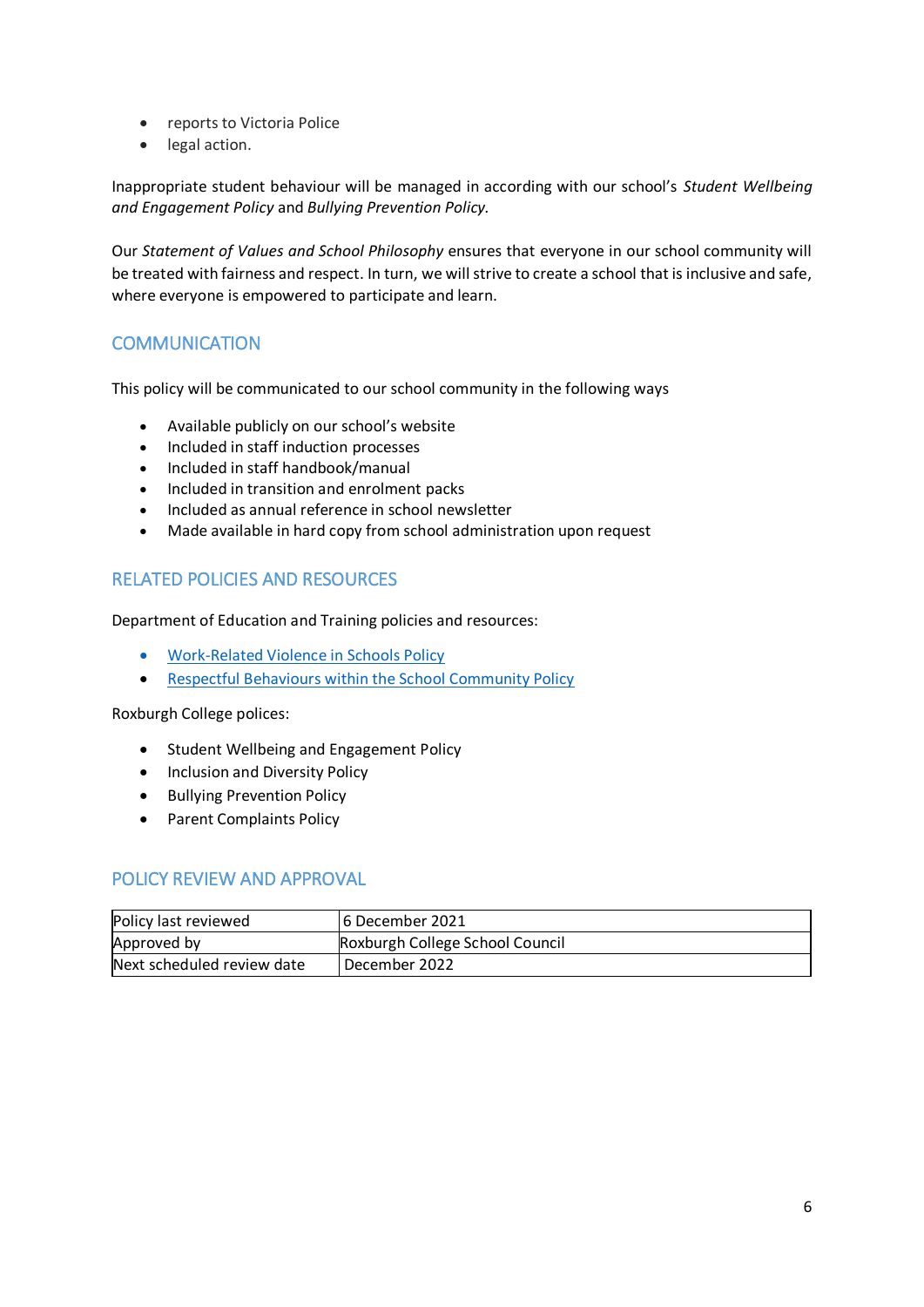- reports to Victoria Police
- legal action.

Inappropriate student behaviour will be managed in according with our school's *Student Wellbeing and Engagement Policy* and *Bullying Prevention Policy.*

Our *Statement of Values and School Philosophy* ensures that everyone in our school community will be treated with fairness and respect. In turn, we will strive to create a school that is inclusive and safe, where everyone is empowered to participate and learn.

## COMMUNICATION

This policy will be communicated to our school community in the following ways

- Available publicly on our school's website
- Included in staff induction processes
- Included in staff handbook/manual
- Included in transition and enrolment packs
- Included as annual reference in school newsletter
- Made available in hard copy from school administration upon request

## RELATED POLICIES AND RESOURCES

Department of Education and Training policies and resources:

- Work-Related Violence in Schools Policy
- Respectful Behaviours within the School Community Policy

Roxburgh College polices:

- Student Wellbeing and Engagement Policy
- Inclusion and Diversity Policy
- Bullying Prevention Policy
- Parent Complaints Policy

## POLICY REVIEW AND APPROVAL

| | |
|---|---|
| Policy last reviewed | 6 December 2021 |
| Approved by | Roxburgh College School Council |
| Next scheduled review date | December 2022 |